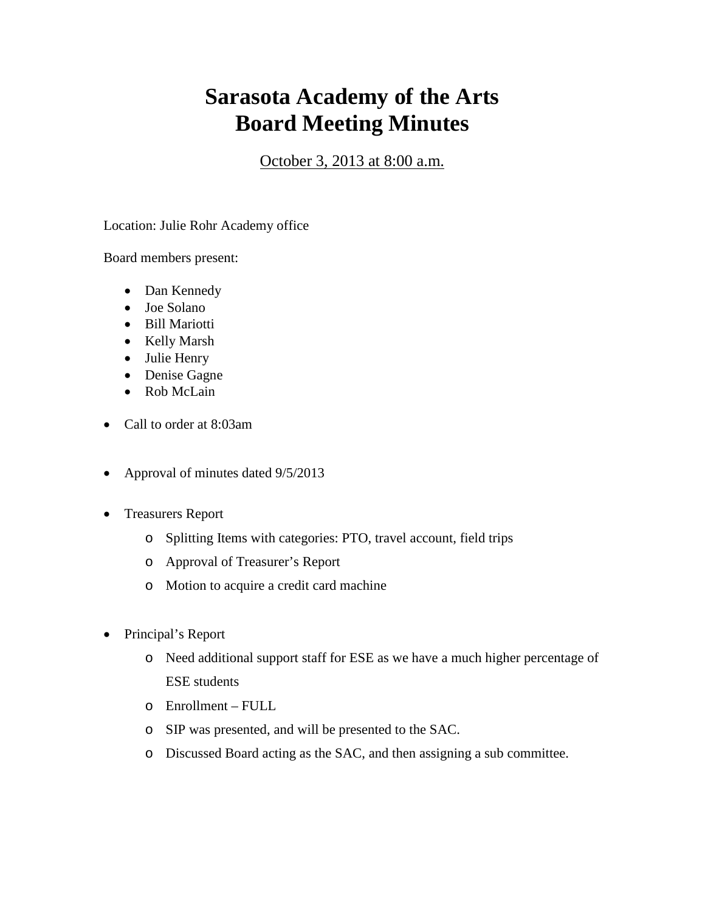# Sarasota Academy of the Arts
# Board Meeting Minutes

October 3, 2013 at 8:00 a.m.

Location: Julie Rohr Academy office

Board members present:

- Dan Kennedy
- Joe Solano
- Bill Mariotti
- Kelly Marsh
- Julie Henry
- Denise Gagne
- Rob McLain

- Call to order at 8:03am
- Approval of minutes dated 9/5/2013
- Treasurers Report
  - Splitting Items with categories: PTO, travel account, field trips
  - Approval of Treasurer's Report
  - Motion to acquire a credit card machine
- Principal's Report
  - Need additional support staff for ESE as we have a much higher percentage of ESE students
  - Enrollment – FULL
  - SIP was presented, and will be presented to the SAC.
  - Discussed Board acting as the SAC, and then assigning a sub committee.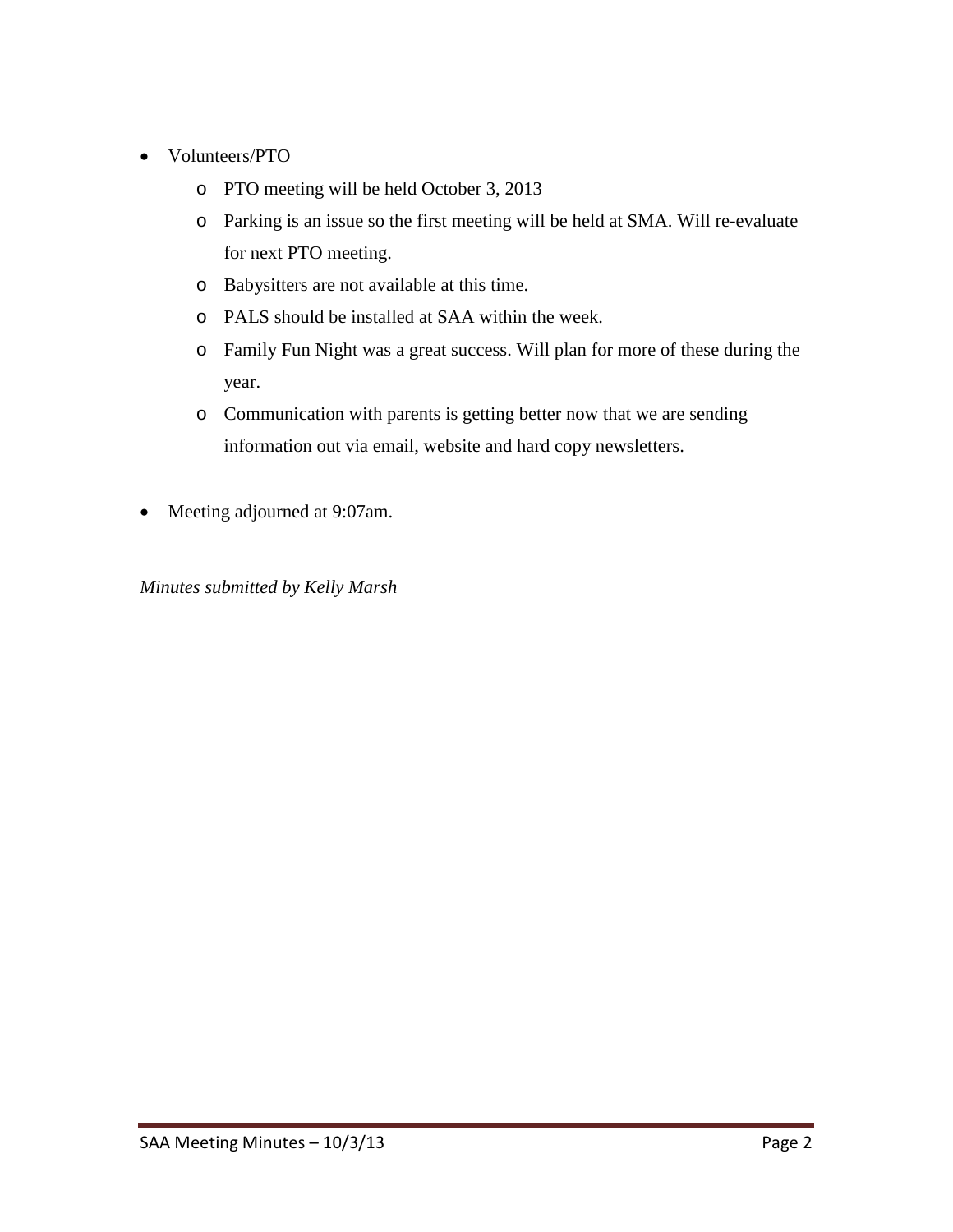- Volunteers/PTO
  - PTO meeting will be held October 3, 2013
  - Parking is an issue so the first meeting will be held at SMA. Will re-evaluate for next PTO meeting.
  - Babysitters are not available at this time.
  - PALS should be installed at SAA within the week.
  - Family Fun Night was a great success. Will plan for more of these during the year.
  - Communication with parents is getting better now that we are sending information out via email, website and hard copy newsletters.
- Meeting adjourned at 9:07am.

*Minutes submitted by Kelly Marsh*